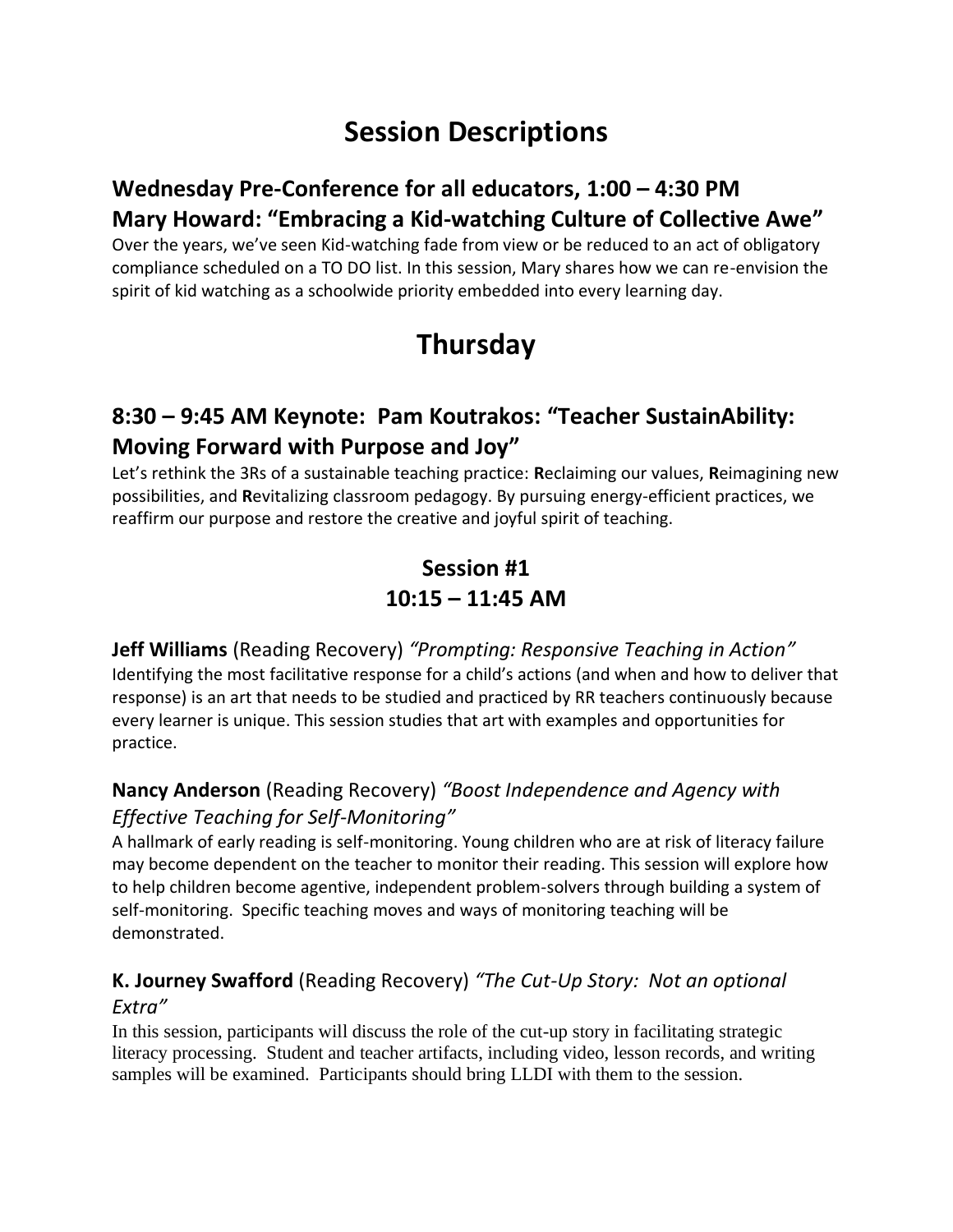# Session Descriptions

## Wednesday Pre-Conference for all educators, 1:00 – 4:30 PM
## Mary Howard: "Embracing a Kid-watching Culture of Collective Awe"

Over the years, we've seen Kid-watching fade from view or be reduced to an act of obligatory compliance scheduled on a TO DO list. In this session, Mary shares how we can re-envision the spirit of kid watching as a schoolwide priority embedded into every learning day.

# Thursday

## 8:30 – 9:45 AM Keynote: Pam Koutrakos: "Teacher SustainAbility: Moving Forward with Purpose and Joy"

Let's rethink the 3Rs of a sustainable teaching practice: **R**eclaiming our values, **R**eimagining new possibilities, and **R**evitalizing classroom pedagogy. By pursuing energy-efficient practices, we reaffirm our purpose and restore the creative and joyful spirit of teaching.

## Session #1
## 10:15 – 11:45 AM

**Jeff Williams** (Reading Recovery) *"Prompting: Responsive Teaching in Action"*
Identifying the most facilitative response for a child's actions (and when and how to deliver that response) is an art that needs to be studied and practiced by RR teachers continuously because every learner is unique. This session studies that art with examples and opportunities for practice.

**Nancy Anderson** (Reading Recovery) *"Boost Independence and Agency with Effective Teaching for Self-Monitoring"*
A hallmark of early reading is self-monitoring. Young children who are at risk of literacy failure may become dependent on the teacher to monitor their reading. This session will explore how to help children become agentive, independent problem-solvers through building a system of self-monitoring. Specific teaching moves and ways of monitoring teaching will be demonstrated.

**K. Journey Swafford** (Reading Recovery) *"The Cut-Up Story: Not an optional Extra"*
In this session, participants will discuss the role of the cut-up story in facilitating strategic literacy processing. Student and teacher artifacts, including video, lesson records, and writing samples will be examined. Participants should bring LLDI with them to the session.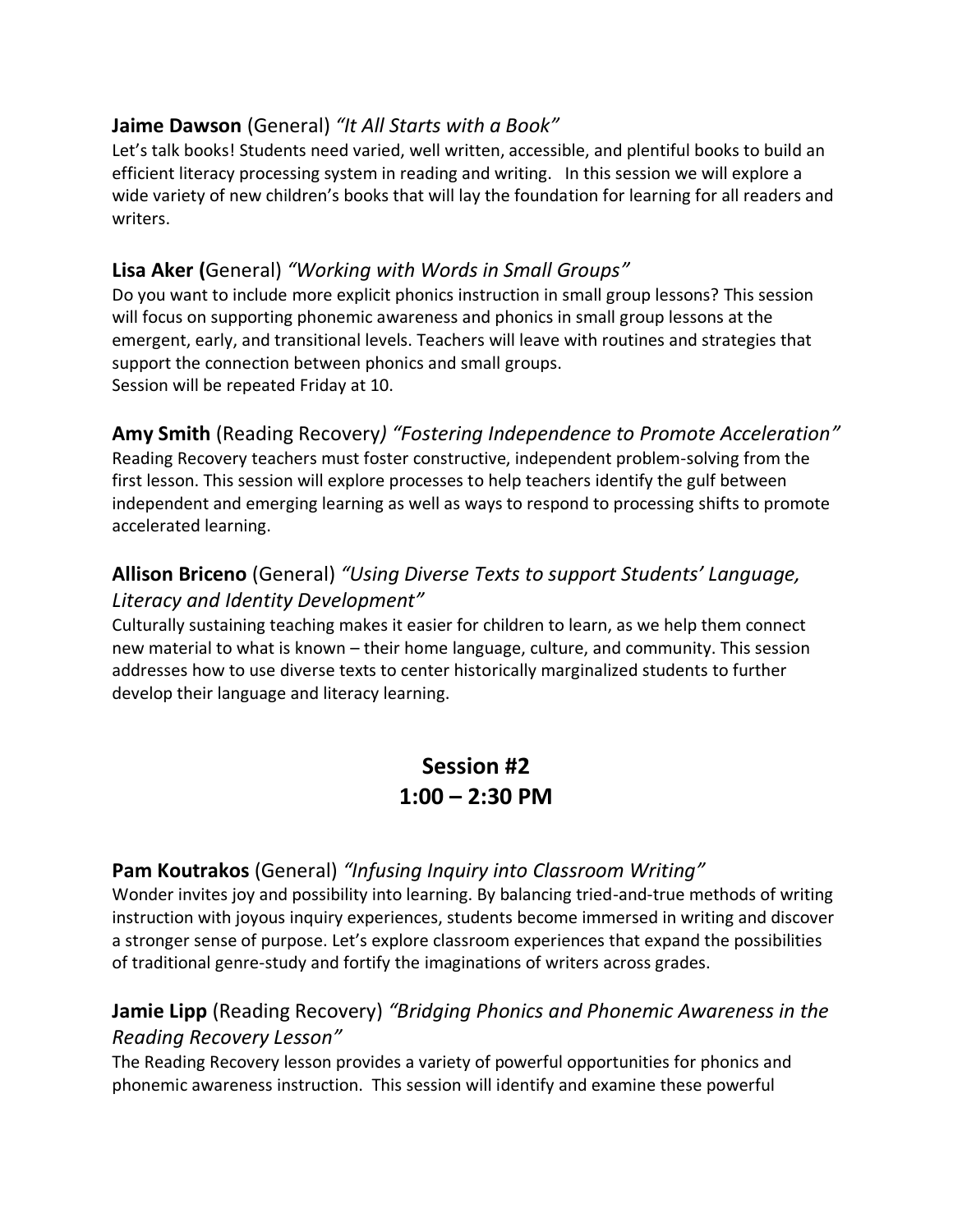**Jaime Dawson** (General) *"It All Starts with a Book"*
Let's talk books! Students need varied, well written, accessible, and plentiful books to build an efficient literacy processing system in reading and writing. In this session we will explore a wide variety of new children's books that will lay the foundation for learning for all readers and writers.

**Lisa Aker (**General) *"Working with Words in Small Groups"*
Do you want to include more explicit phonics instruction in small group lessons? This session will focus on supporting phonemic awareness and phonics in small group lessons at the emergent, early, and transitional levels. Teachers will leave with routines and strategies that support the connection between phonics and small groups.
Session will be repeated Friday at 10.

**Amy Smith** (Reading Recovery*) "Fostering Independence to Promote Acceleration"*
Reading Recovery teachers must foster constructive, independent problem-solving from the first lesson. This session will explore processes to help teachers identify the gulf between independent and emerging learning as well as ways to respond to processing shifts to promote accelerated learning.

**Allison Briceno** (General) *"Using Diverse Texts to support Students' Language, Literacy and Identity Development"*
Culturally sustaining teaching makes it easier for children to learn, as we help them connect new material to what is known – their home language, culture, and community. This session addresses how to use diverse texts to center historically marginalized students to further develop their language and literacy learning.

## Session #2
## 1:00 – 2:30 PM

**Pam Koutrakos** (General) *"Infusing Inquiry into Classroom Writing"*
Wonder invites joy and possibility into learning. By balancing tried-and-true methods of writing instruction with joyous inquiry experiences, students become immersed in writing and discover a stronger sense of purpose. Let's explore classroom experiences that expand the possibilities of traditional genre-study and fortify the imaginations of writers across grades.

**Jamie Lipp** (Reading Recovery) *"Bridging Phonics and Phonemic Awareness in the Reading Recovery Lesson"*
The Reading Recovery lesson provides a variety of powerful opportunities for phonics and phonemic awareness instruction. This session will identify and examine these powerful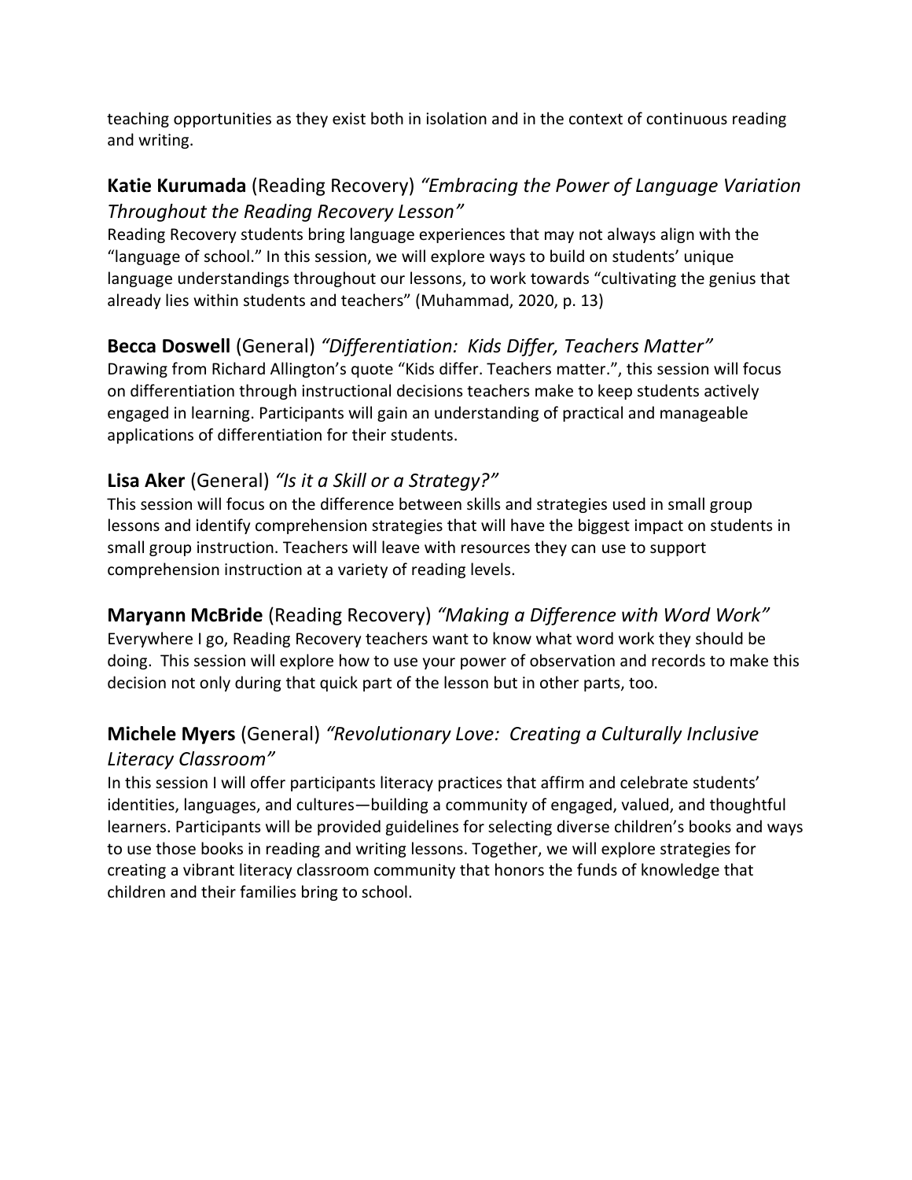teaching opportunities as they exist both in isolation and in the context of continuous reading and writing.

### **Katie Kurumada** (Reading Recovery) *"Embracing the Power of Language Variation Throughout the Reading Recovery Lesson"*

Reading Recovery students bring language experiences that may not always align with the "language of school." In this session, we will explore ways to build on students' unique language understandings throughout our lessons, to work towards "cultivating the genius that already lies within students and teachers" (Muhammad, 2020, p. 13)

### **Becca Doswell** (General) *"Differentiation: Kids Differ, Teachers Matter"*

Drawing from Richard Allington's quote "Kids differ. Teachers matter.", this session will focus on differentiation through instructional decisions teachers make to keep students actively engaged in learning. Participants will gain an understanding of practical and manageable applications of differentiation for their students.

### **Lisa Aker** (General) *"Is it a Skill or a Strategy?"*

This session will focus on the difference between skills and strategies used in small group lessons and identify comprehension strategies that will have the biggest impact on students in small group instruction. Teachers will leave with resources they can use to support comprehension instruction at a variety of reading levels.

### **Maryann McBride** (Reading Recovery) *"Making a Difference with Word Work"*

Everywhere I go, Reading Recovery teachers want to know what word work they should be doing. This session will explore how to use your power of observation and records to make this decision not only during that quick part of the lesson but in other parts, too.

### **Michele Myers** (General) *"Revolutionary Love: Creating a Culturally Inclusive Literacy Classroom"*

In this session I will offer participants literacy practices that affirm and celebrate students' identities, languages, and cultures—building a community of engaged, valued, and thoughtful learners. Participants will be provided guidelines for selecting diverse children's books and ways to use those books in reading and writing lessons. Together, we will explore strategies for creating a vibrant literacy classroom community that honors the funds of knowledge that children and their families bring to school.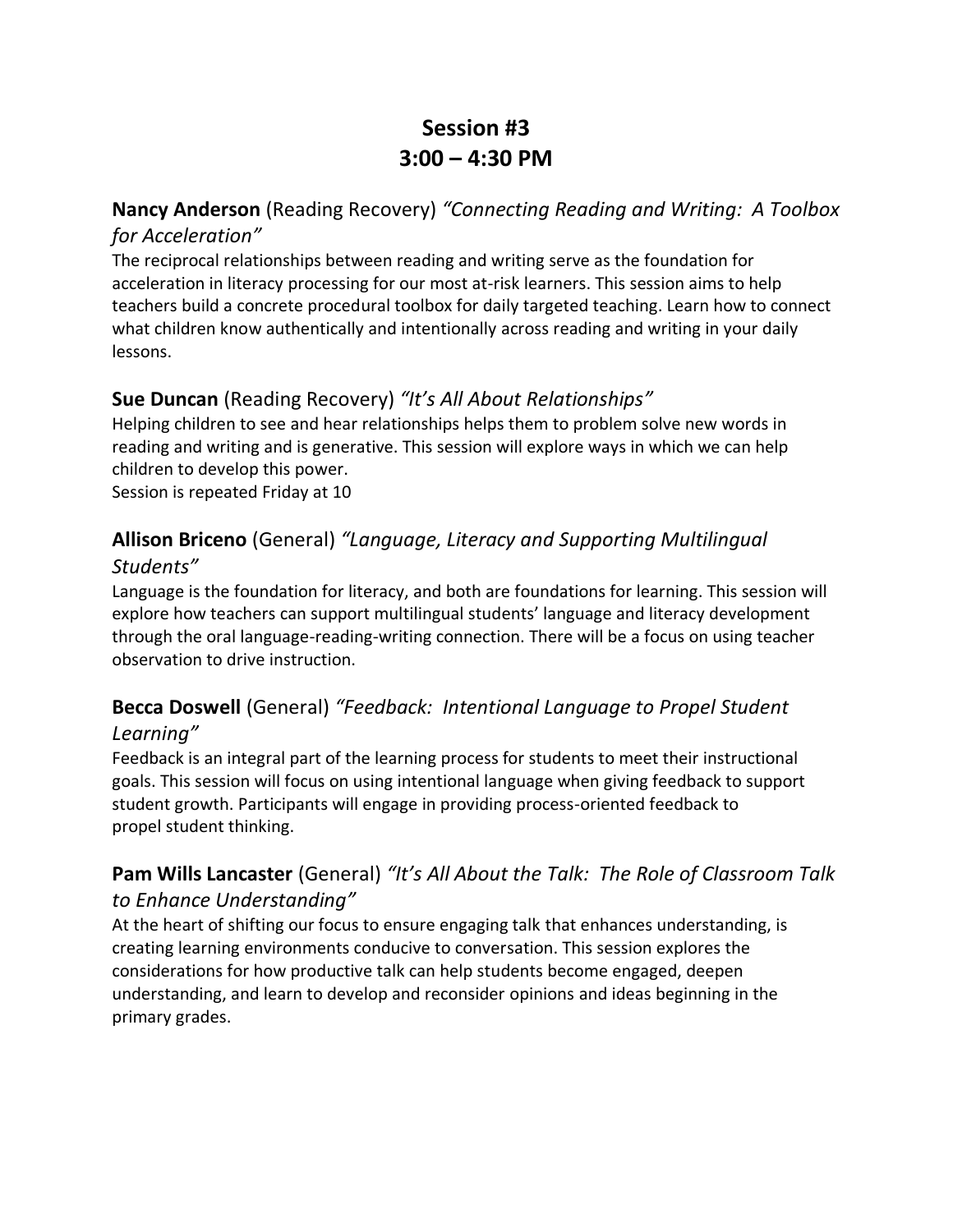# Session #3
# 3:00 – 4:30 PM

### **Nancy Anderson** (Reading Recovery) *"Connecting Reading and Writing: A Toolbox for Acceleration"*

The reciprocal relationships between reading and writing serve as the foundation for acceleration in literacy processing for our most at-risk learners. This session aims to help teachers build a concrete procedural toolbox for daily targeted teaching. Learn how to connect what children know authentically and intentionally across reading and writing in your daily lessons.

### **Sue Duncan** (Reading Recovery) *"It's All About Relationships"*

Helping children to see and hear relationships helps them to problem solve new words in reading and writing and is generative. This session will explore ways in which we can help children to develop this power.
Session is repeated Friday at 10

### **Allison Briceno** (General) *"Language, Literacy and Supporting Multilingual Students"*

Language is the foundation for literacy, and both are foundations for learning. This session will explore how teachers can support multilingual students' language and literacy development through the oral language-reading-writing connection. There will be a focus on using teacher observation to drive instruction.

### **Becca Doswell** (General) *"Feedback: Intentional Language to Propel Student Learning"*

Feedback is an integral part of the learning process for students to meet their instructional goals. This session will focus on using intentional language when giving feedback to support student growth. Participants will engage in providing process-oriented feedback to propel student thinking.

### **Pam Wills Lancaster** (General) *"It's All About the Talk: The Role of Classroom Talk to Enhance Understanding"*

At the heart of shifting our focus to ensure engaging talk that enhances understanding, is creating learning environments conducive to conversation. This session explores the considerations for how productive talk can help students become engaged, deepen understanding, and learn to develop and reconsider opinions and ideas beginning in the primary grades.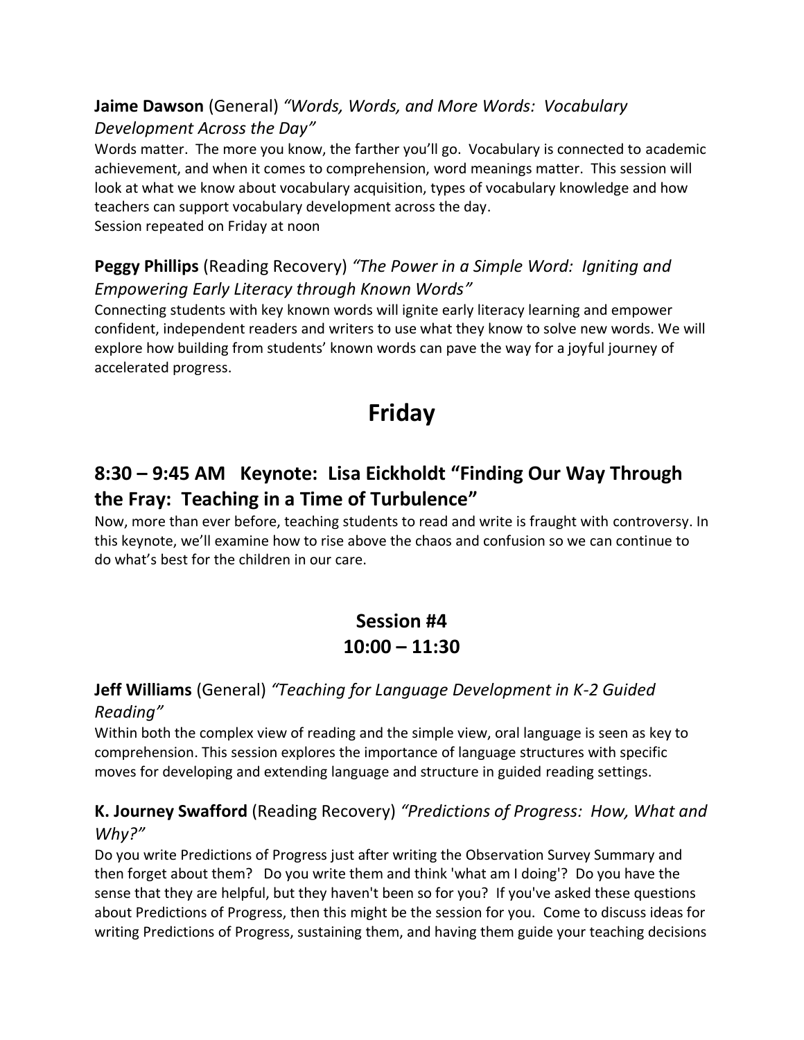**Jaime Dawson** (General) *"Words, Words, and More Words: Vocabulary Development Across the Day"*

Words matter. The more you know, the farther you'll go. Vocabulary is connected to academic achievement, and when it comes to comprehension, word meanings matter. This session will look at what we know about vocabulary acquisition, types of vocabulary knowledge and how teachers can support vocabulary development across the day.
Session repeated on Friday at noon

**Peggy Phillips** (Reading Recovery) *"The Power in a Simple Word: Igniting and Empowering Early Literacy through Known Words"*

Connecting students with key known words will ignite early literacy learning and empower confident, independent readers and writers to use what they know to solve new words. We will explore how building from students' known words can pave the way for a joyful journey of accelerated progress.

# Friday

## 8:30 – 9:45 AM Keynote: Lisa Eickholdt "Finding Our Way Through the Fray: Teaching in a Time of Turbulence"

Now, more than ever before, teaching students to read and write is fraught with controversy. In this keynote, we'll examine how to rise above the chaos and confusion so we can continue to do what's best for the children in our care.

## Session #4
## 10:00 – 11:30

**Jeff Williams** (General) *"Teaching for Language Development in K-2 Guided Reading"*

Within both the complex view of reading and the simple view, oral language is seen as key to comprehension. This session explores the importance of language structures with specific moves for developing and extending language and structure in guided reading settings.

**K. Journey Swafford** (Reading Recovery) *"Predictions of Progress: How, What and Why?"*

Do you write Predictions of Progress just after writing the Observation Survey Summary and then forget about them? Do you write them and think 'what am I doing'? Do you have the sense that they are helpful, but they haven't been so for you? If you've asked these questions about Predictions of Progress, then this might be the session for you. Come to discuss ideas for writing Predictions of Progress, sustaining them, and having them guide your teaching decisions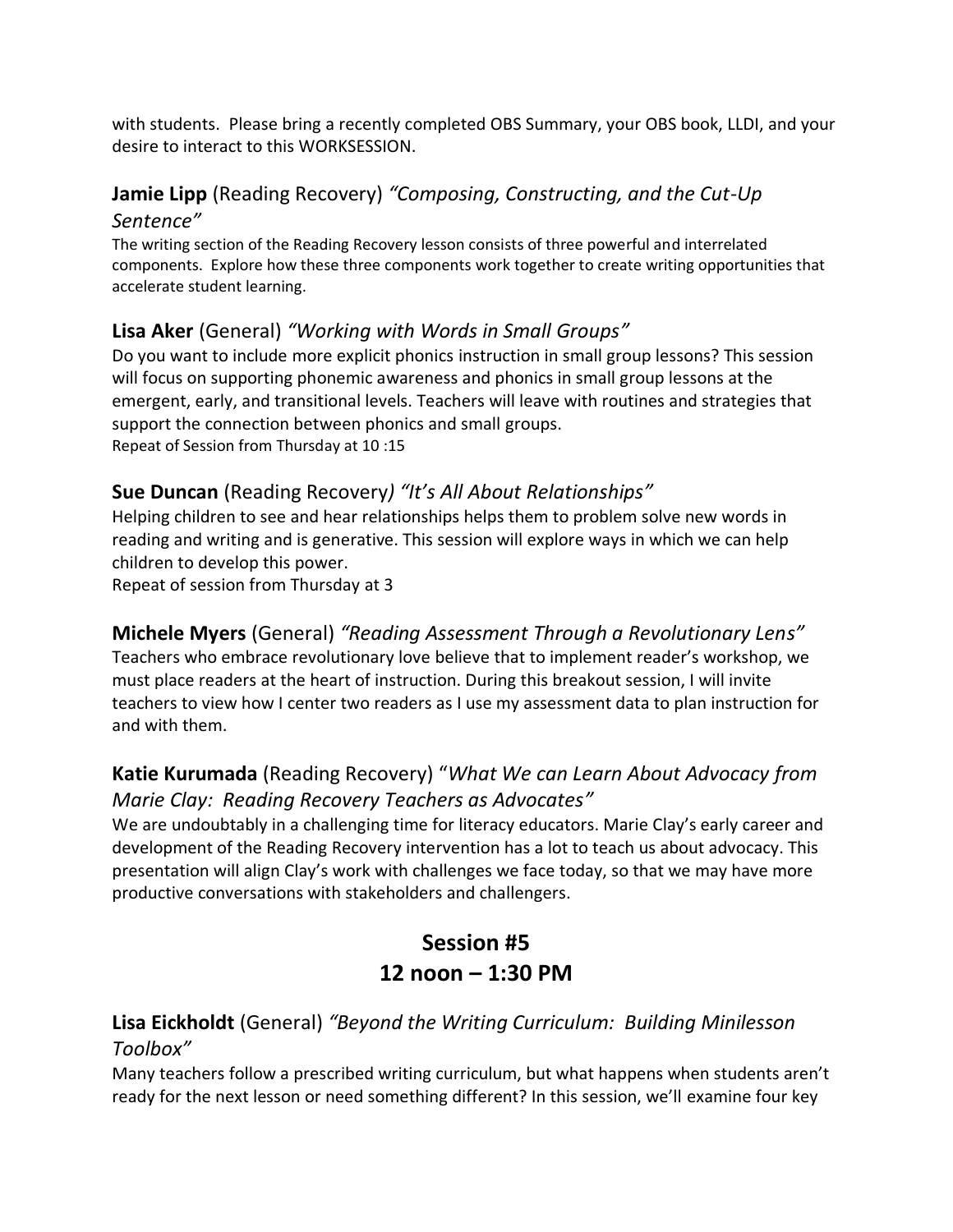with students. Please bring a recently completed OBS Summary, your OBS book, LLDI, and your desire to interact to this WORKSESSION.

### **Jamie Lipp** (Reading Recovery) *"Composing, Constructing, and the Cut-Up Sentence"*

The writing section of the Reading Recovery lesson consists of three powerful and interrelated components. Explore how these three components work together to create writing opportunities that accelerate student learning.

### **Lisa Aker** (General) *"Working with Words in Small Groups"*

Do you want to include more explicit phonics instruction in small group lessons? This session will focus on supporting phonemic awareness and phonics in small group lessons at the emergent, early, and transitional levels. Teachers will leave with routines and strategies that support the connection between phonics and small groups.
Repeat of Session from Thursday at 10 :15

### **Sue Duncan** (Reading Recovery*) "It's All About Relationships"*

Helping children to see and hear relationships helps them to problem solve new words in reading and writing and is generative. This session will explore ways in which we can help children to develop this power.
Repeat of session from Thursday at 3

### **Michele Myers** (General) *"Reading Assessment Through a Revolutionary Lens"*

Teachers who embrace revolutionary love believe that to implement reader's workshop, we must place readers at the heart of instruction. During this breakout session, I will invite teachers to view how I center two readers as I use my assessment data to plan instruction for and with them.

### **Katie Kurumada** (Reading Recovery) "*What We can Learn About Advocacy from Marie Clay: Reading Recovery Teachers as Advocates"*

We are undoubtably in a challenging time for literacy educators. Marie Clay's early career and development of the Reading Recovery intervention has a lot to teach us about advocacy. This presentation will align Clay's work with challenges we face today, so that we may have more productive conversations with stakeholders and challengers.

## Session #5
## 12 noon – 1:30 PM

### **Lisa Eickholdt** (General) *"Beyond the Writing Curriculum: Building Minilesson Toolbox"*

Many teachers follow a prescribed writing curriculum, but what happens when students aren't ready for the next lesson or need something different? In this session, we'll examine four key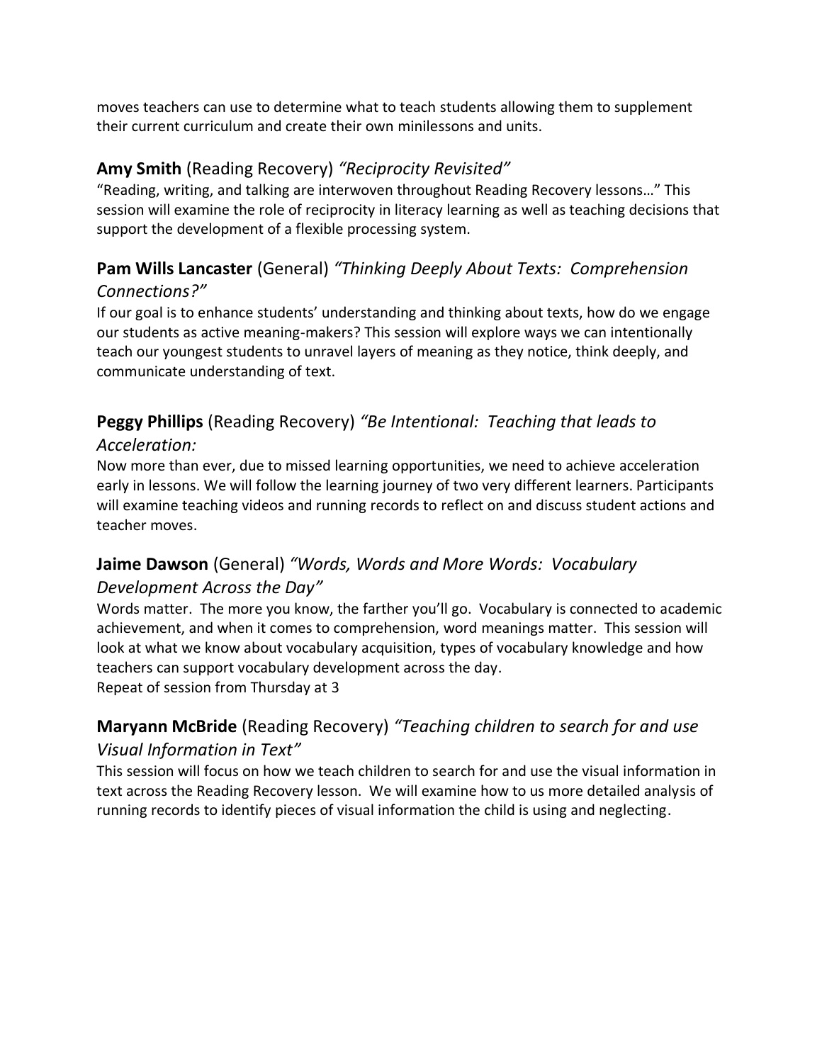moves teachers can use to determine what to teach students allowing them to supplement their current curriculum and create their own minilessons and units.

### **Amy Smith** (Reading Recovery) *"Reciprocity Revisited"*

"Reading, writing, and talking are interwoven throughout Reading Recovery lessons…" This session will examine the role of reciprocity in literacy learning as well as teaching decisions that support the development of a flexible processing system.

### **Pam Wills Lancaster** (General) *"Thinking Deeply About Texts: Comprehension Connections?"*

If our goal is to enhance students' understanding and thinking about texts, how do we engage our students as active meaning-makers? This session will explore ways we can intentionally teach our youngest students to unravel layers of meaning as they notice, think deeply, and communicate understanding of text.

### **Peggy Phillips** (Reading Recovery) *"Be Intentional: Teaching that leads to Acceleration:*

Now more than ever, due to missed learning opportunities, we need to achieve acceleration early in lessons. We will follow the learning journey of two very different learners. Participants will examine teaching videos and running records to reflect on and discuss student actions and teacher moves.

### **Jaime Dawson** (General) *"Words, Words and More Words: Vocabulary Development Across the Day"*

Words matter. The more you know, the farther you'll go. Vocabulary is connected to academic achievement, and when it comes to comprehension, word meanings matter. This session will look at what we know about vocabulary acquisition, types of vocabulary knowledge and how teachers can support vocabulary development across the day.
Repeat of session from Thursday at 3

### **Maryann McBride** (Reading Recovery) *"Teaching children to search for and use Visual Information in Text"*

This session will focus on how we teach children to search for and use the visual information in text across the Reading Recovery lesson. We will examine how to us more detailed analysis of running records to identify pieces of visual information the child is using and neglecting.